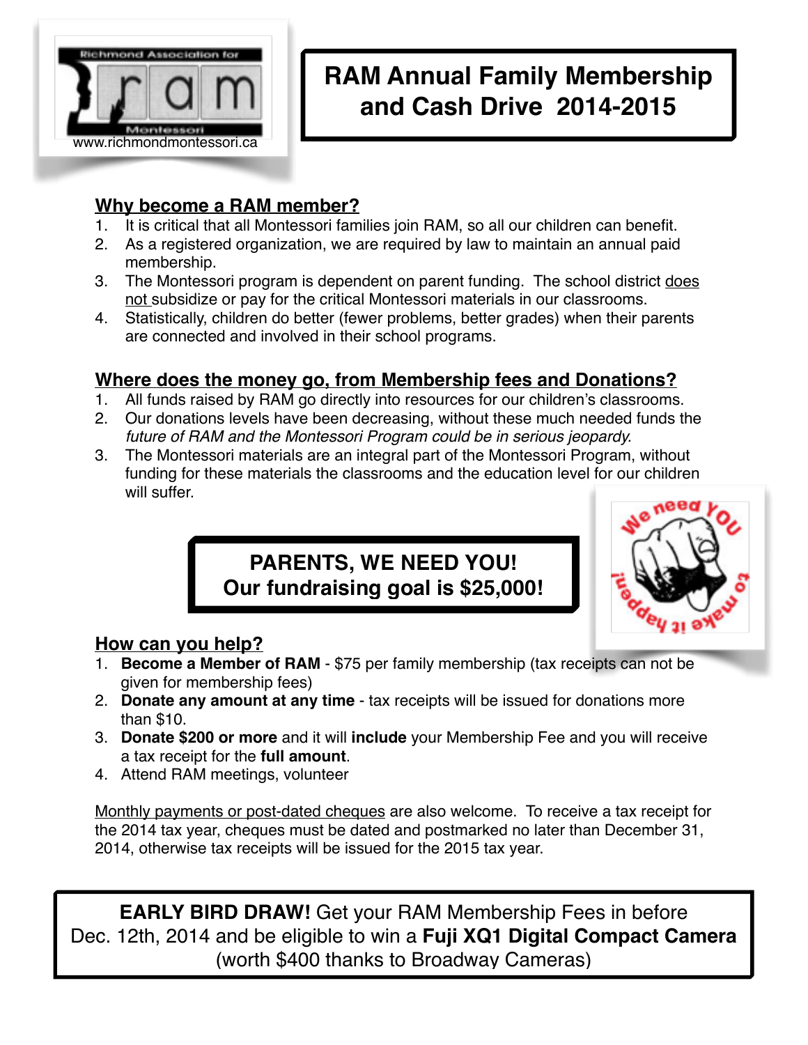Richmond Association for ram Montessori

www.richmondmontessori.ca

# RAM Annual Family Membership and Cash Drive 2014-2015

## Why become a RAM member?

1. It is critical that all Montessori families join RAM, so all our children can benefit.
2. As a registered organization, we are required by law to maintain an annual paid membership.
3. The Montessori program is dependent on parent funding. The school district does not subsidize or pay for the critical Montessori materials in our classrooms.
4. Statistically, children do better (fewer problems, better grades) when their parents are connected and involved in their school programs.

## Where does the money go, from Membership fees and Donations?

1. All funds raised by RAM go directly into resources for our children's classrooms.
2. Our donations levels have been decreasing, without these much needed funds the *future of RAM and the Montessori Program could be in serious jeopardy.*
3. The Montessori materials are an integral part of the Montessori Program, without funding for these materials the classrooms and the education level for our children will suffer.

**PARENTS, WE NEED YOU!**
**Our fundraising goal is $25,000!**

We need You to make it happen!

## How can you help?

1. **Become a Member of RAM** - $75 per family membership (tax receipts can not be given for membership fees)
2. **Donate any amount at any time** - tax receipts will be issued for donations more than $10.
3. **Donate $200 or more** and it will **include** your Membership Fee and you will receive a tax receipt for the **full amount**.
4. Attend RAM meetings, volunteer

Monthly payments or post-dated cheques are also welcome. To receive a tax receipt for the 2014 tax year, cheques must be dated and postmarked no later than December 31, 2014, otherwise tax receipts will be issued for the 2015 tax year.

**EARLY BIRD DRAW!** Get your RAM Membership Fees in before Dec. 12th, 2014 and be eligible to win a **Fuji XQ1 Digital Compact Camera** (worth $400 thanks to Broadway Cameras)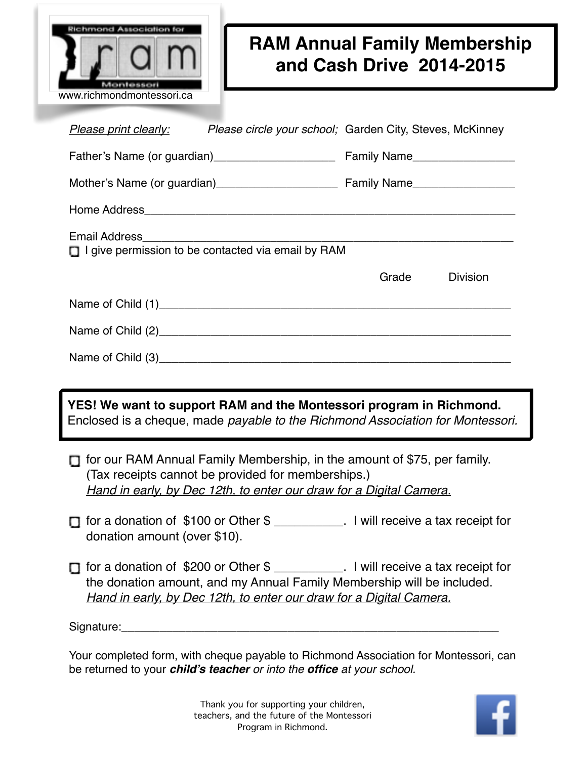Richmond Association for

ram

Montessori

www.richmondmontessori.ca

# RAM Annual Family Membership and Cash Drive 2014-2015

*Please print clearly:* *Please circle your school;* Garden City, Steves, McKinney

Father's Name (or guardian)___________________ Family Name________________

Mother's Name (or guardian)___________________ Family Name________________

Home Address___________________________________________________________

Email Address___________________________________________________________

☐ I give permission to be contacted via email by RAM

Grade Division

Name of Child (1)_______________________________________________________

Name of Child (2)_______________________________________________________

Name of Child (3)_______________________________________________________

**YES! We want to support RAM and the Montessori program in Richmond.**
Enclosed is a cheque, made *payable to the Richmond Association for Montessori.*

☐ for our RAM Annual Family Membership, in the amount of $75, per family. (Tax receipts cannot be provided for memberships.)
*Hand in early, by Dec 12th, to enter our draw for a Digital Camera.*

☐ for a donation of $100 or Other $ __________. I will receive a tax receipt for donation amount (over $10).

☐ for a donation of $200 or Other $ __________. I will receive a tax receipt for the donation amount, and my Annual Family Membership will be included.
*Hand in early, by Dec 12th, to enter our draw for a Digital Camera.*

Signature:_____________________________________________________________

Your completed form, with cheque payable to Richmond Association for Montessori, can be returned to your ***child's teacher*** *or into the* ***office*** *at your school.*

Thank you for supporting your children, teachers, and the future of the Montessori Program in Richmond.